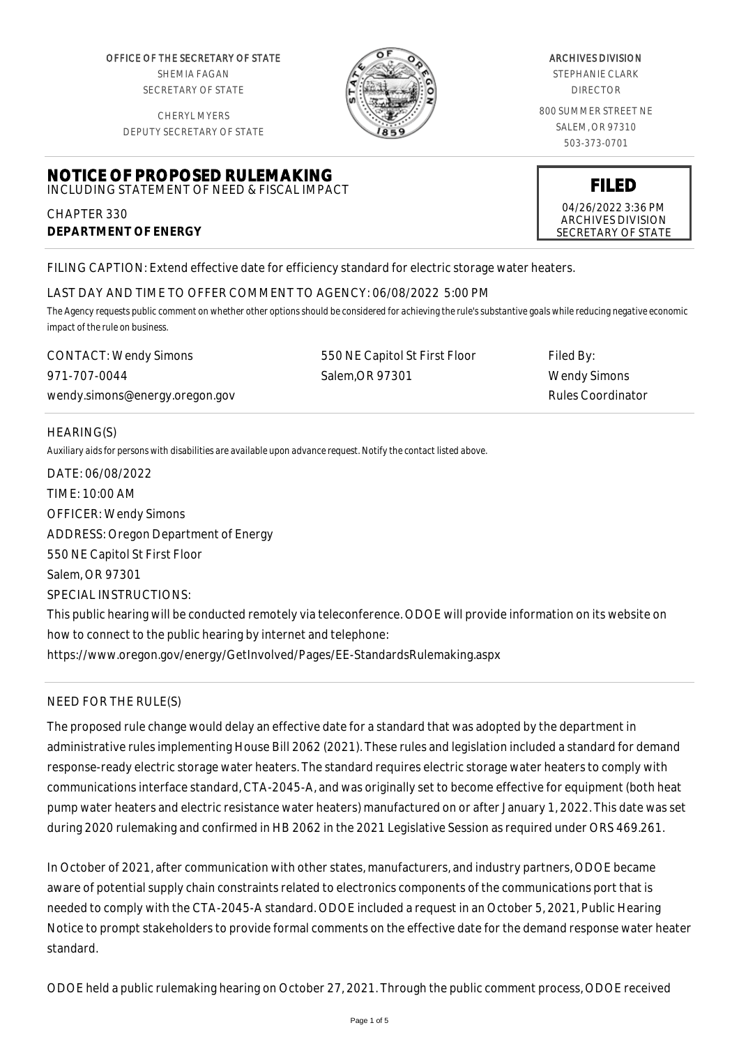OFFICE OF THE SECRETARY OF STATE
SHEMIA FAGAN
SECRETARY OF STATE

CHERYL MYERS
DEPUTY SECRETARY OF STATE

ARCHIVES DIVISION
STEPHANIE CLARK
DIRECTOR

800 SUMMER STREET NE
SALEM, OR 97310
503-373-0701

# NOTICE OF PROPOSED RULEMAKING

INCLUDING STATEMENT OF NEED & FISCAL IMPACT

CHAPTER 330
**DEPARTMENT OF ENERGY**

**FILED**
04/26/2022 3:36 PM
ARCHIVES DIVISION
SECRETARY OF STATE

FILING CAPTION: Extend effective date for efficiency standard for electric storage water heaters.

LAST DAY AND TIME TO OFFER COMMENT TO AGENCY: 06/08/2022 5:00 PM

*The Agency requests public comment on whether other options should be considered for achieving the rule's substantive goals while reducing negative economic impact of the rule on business.*

| CONTACT: Wendy Simons | 550 NE Capitol St First Floor | Filed By: |
|---|---|---|
| 971-707-0044 | Salem,OR 97301 | Wendy Simons |
| wendy.simons@energy.oregon.gov | | Rules Coordinator |

## HEARING(S)

*Auxiliary aids for persons with disabilities are available upon advance request. Notify the contact listed above.*

DATE: 06/08/2022
TIME: 10:00 AM
OFFICER: Wendy Simons
ADDRESS: Oregon Department of Energy
550 NE Capitol St First Floor
Salem, OR 97301
SPECIAL INSTRUCTIONS:
This public hearing will be conducted remotely via teleconference. ODOE will provide information on its website on how to connect to the public hearing by internet and telephone:
https://www.oregon.gov/energy/GetInvolved/Pages/EE-StandardsRulemaking.aspx

## NEED FOR THE RULE(S)

The proposed rule change would delay an effective date for a standard that was adopted by the department in administrative rules implementing House Bill 2062 (2021). These rules and legislation included a standard for demand response-ready electric storage water heaters. The standard requires electric storage water heaters to comply with communications interface standard, CTA-2045-A, and was originally set to become effective for equipment (both heat pump water heaters and electric resistance water heaters) manufactured on or after January 1, 2022. This date was set during 2020 rulemaking and confirmed in HB 2062 in the 2021 Legislative Session as required under ORS 469.261.

In October of 2021, after communication with other states, manufacturers, and industry partners, ODOE became aware of potential supply chain constraints related to electronics components of the communications port that is needed to comply with the CTA-2045-A standard. ODOE included a request in an October 5, 2021, Public Hearing Notice to prompt stakeholders to provide formal comments on the effective date for the demand response water heater standard.

ODOE held a public rulemaking hearing on October 27, 2021. Through the public comment process, ODOE received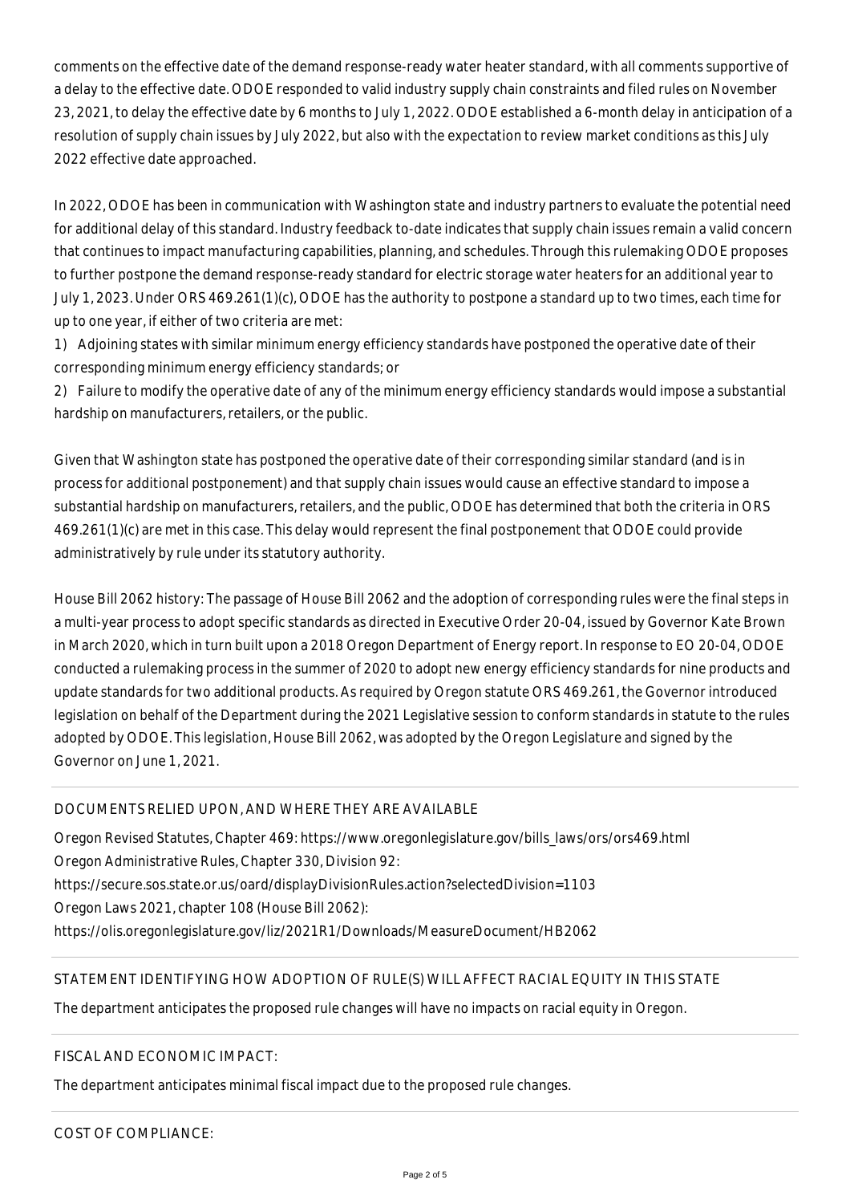comments on the effective date of the demand response-ready water heater standard, with all comments supportive of a delay to the effective date. ODOE responded to valid industry supply chain constraints and filed rules on November 23, 2021, to delay the effective date by 6 months to July 1, 2022. ODOE established a 6-month delay in anticipation of a resolution of supply chain issues by July 2022, but also with the expectation to review market conditions as this July 2022 effective date approached.

In 2022, ODOE has been in communication with Washington state and industry partners to evaluate the potential need for additional delay of this standard. Industry feedback to-date indicates that supply chain issues remain a valid concern that continues to impact manufacturing capabilities, planning, and schedules. Through this rulemaking ODOE proposes to further postpone the demand response-ready standard for electric storage water heaters for an additional year to July 1, 2023. Under ORS 469.261(1)(c), ODOE has the authority to postpone a standard up to two times, each time for up to one year, if either of two criteria are met:

1) Adjoining states with similar minimum energy efficiency standards have postponed the operative date of their corresponding minimum energy efficiency standards; or
2) Failure to modify the operative date of any of the minimum energy efficiency standards would impose a substantial hardship on manufacturers, retailers, or the public.

Given that Washington state has postponed the operative date of their corresponding similar standard (and is in process for additional postponement) and that supply chain issues would cause an effective standard to impose a substantial hardship on manufacturers, retailers, and the public, ODOE has determined that both the criteria in ORS 469.261(1)(c) are met in this case. This delay would represent the final postponement that ODOE could provide administratively by rule under its statutory authority.

House Bill 2062 history: The passage of House Bill 2062 and the adoption of corresponding rules were the final steps in a multi-year process to adopt specific standards as directed in Executive Order 20-04, issued by Governor Kate Brown in March 2020, which in turn built upon a 2018 Oregon Department of Energy report. In response to EO 20-04, ODOE conducted a rulemaking process in the summer of 2020 to adopt new energy efficiency standards for nine products and update standards for two additional products. As required by Oregon statute ORS 469.261, the Governor introduced legislation on behalf of the Department during the 2021 Legislative session to conform standards in statute to the rules adopted by ODOE. This legislation, House Bill 2062, was adopted by the Oregon Legislature and signed by the Governor on June 1, 2021.

DOCUMENTS RELIED UPON, AND WHERE THEY ARE AVAILABLE

Oregon Revised Statutes, Chapter 469: https://www.oregonlegislature.gov/bills_laws/ors/ors469.html
Oregon Administrative Rules, Chapter 330, Division 92:
https://secure.sos.state.or.us/oard/displayDivisionRules.action?selectedDivision=1103
Oregon Laws 2021, chapter 108 (House Bill 2062):
https://olis.oregonlegislature.gov/liz/2021R1/Downloads/MeasureDocument/HB2062

STATEMENT IDENTIFYING HOW ADOPTION OF RULE(S) WILL AFFECT RACIAL EQUITY IN THIS STATE

The department anticipates the proposed rule changes will have no impacts on racial equity in Oregon.

FISCAL AND ECONOMIC IMPACT:

The department anticipates minimal fiscal impact due to the proposed rule changes.

COST OF COMPLIANCE: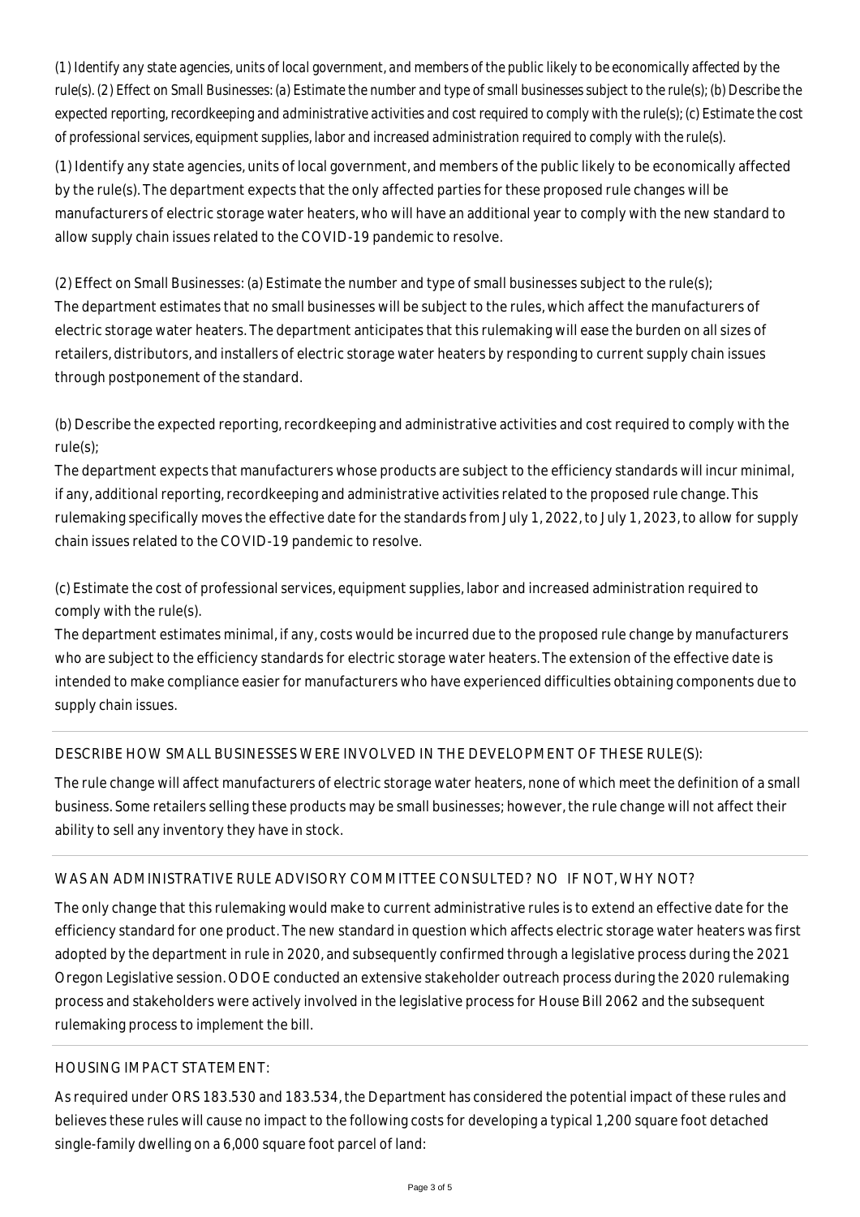*(1) Identify any state agencies, units of local government, and members of the public likely to be economically affected by the rule(s). (2) Effect on Small Businesses: (a) Estimate the number and type of small businesses subject to the rule(s); (b) Describe the expected reporting, recordkeeping and administrative activities and cost required to comply with the rule(s); (c) Estimate the cost of professional services, equipment supplies, labor and increased administration required to comply with the rule(s).*

(1) Identify any state agencies, units of local government, and members of the public likely to be economically affected by the rule(s). The department expects that the only affected parties for these proposed rule changes will be manufacturers of electric storage water heaters, who will have an additional year to comply with the new standard to allow supply chain issues related to the COVID-19 pandemic to resolve.

(2) Effect on Small Businesses: (a) Estimate the number and type of small businesses subject to the rule(s);
The department estimates that no small businesses will be subject to the rules, which affect the manufacturers of electric storage water heaters. The department anticipates that this rulemaking will ease the burden on all sizes of retailers, distributors, and installers of electric storage water heaters by responding to current supply chain issues through postponement of the standard.

(b) Describe the expected reporting, recordkeeping and administrative activities and cost required to comply with the rule(s);
The department expects that manufacturers whose products are subject to the efficiency standards will incur minimal, if any, additional reporting, recordkeeping and administrative activities related to the proposed rule change. This rulemaking specifically moves the effective date for the standards from July 1, 2022, to July 1, 2023, to allow for supply chain issues related to the COVID-19 pandemic to resolve.

(c) Estimate the cost of professional services, equipment supplies, labor and increased administration required to comply with the rule(s).
The department estimates minimal, if any, costs would be incurred due to the proposed rule change by manufacturers who are subject to the efficiency standards for electric storage water heaters. The extension of the effective date is intended to make compliance easier for manufacturers who have experienced difficulties obtaining components due to supply chain issues.

DESCRIBE HOW SMALL BUSINESSES WERE INVOLVED IN THE DEVELOPMENT OF THESE RULE(S):

The rule change will affect manufacturers of electric storage water heaters, none of which meet the definition of a small business. Some retailers selling these products may be small businesses; however, the rule change will not affect their ability to sell any inventory they have in stock.

WAS AN ADMINISTRATIVE RULE ADVISORY COMMITTEE CONSULTED? NO IF NOT, WHY NOT?

The only change that this rulemaking would make to current administrative rules is to extend an effective date for the efficiency standard for one product. The new standard in question which affects electric storage water heaters was first adopted by the department in rule in 2020, and subsequently confirmed through a legislative process during the 2021 Oregon Legislative session. ODOE conducted an extensive stakeholder outreach process during the 2020 rulemaking process and stakeholders were actively involved in the legislative process for House Bill 2062 and the subsequent rulemaking process to implement the bill.

HOUSING IMPACT STATEMENT:

As required under ORS 183.530 and 183.534, the Department has considered the potential impact of these rules and believes these rules will cause no impact to the following costs for developing a typical 1,200 square foot detached single-family dwelling on a 6,000 square foot parcel of land: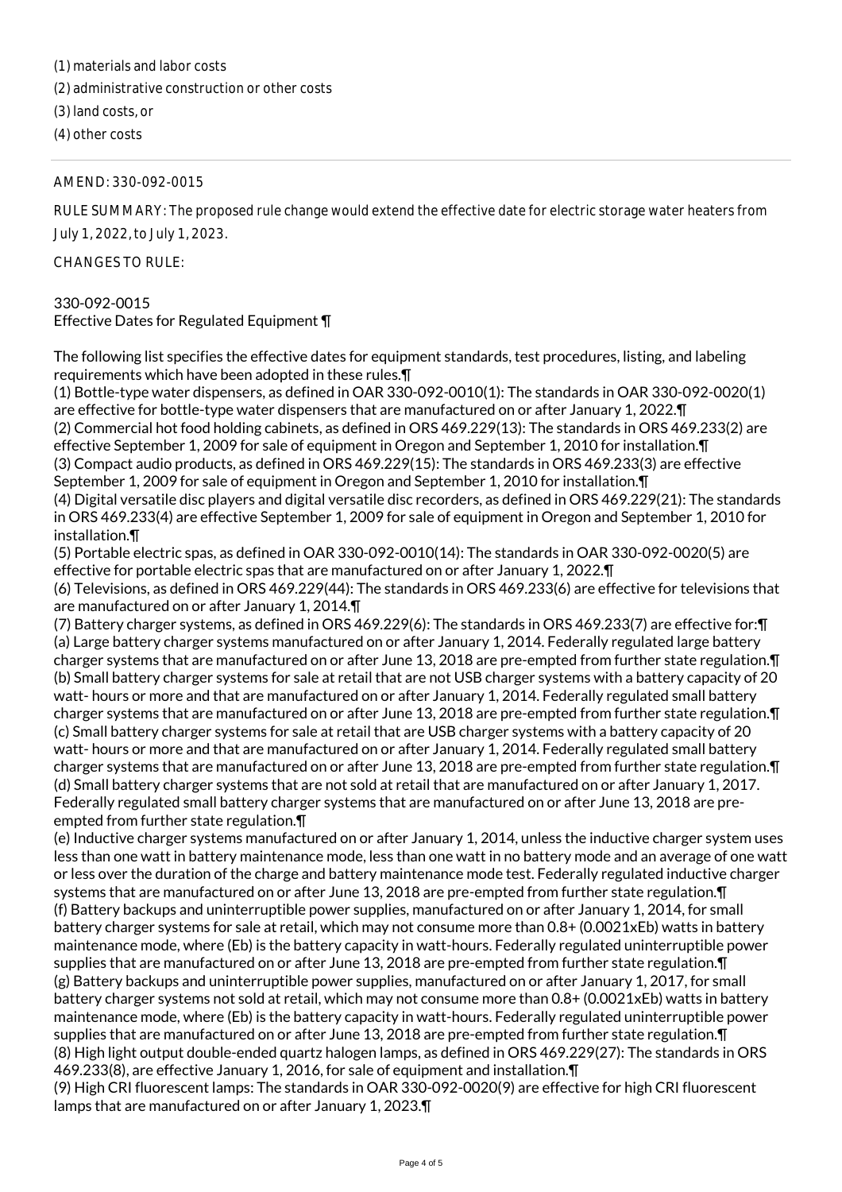(1) materials and labor costs
(2) administrative construction or other costs
(3) land costs, or
(4) other costs

AMEND: 330-092-0015

RULE SUMMARY: The proposed rule change would extend the effective date for electric storage water heaters from July 1, 2022, to July 1, 2023.

CHANGES TO RULE:

330-092-0015
Effective Dates for Regulated Equipment ¶

The following list specifies the effective dates for equipment standards, test procedures, listing, and labeling requirements which have been adopted in these rules.¶
(1) Bottle-type water dispensers, as defined in OAR 330-092-0010(1): The standards in OAR 330-092-0020(1) are effective for bottle-type water dispensers that are manufactured on or after January 1, 2022.¶
(2) Commercial hot food holding cabinets, as defined in ORS 469.229(13): The standards in ORS 469.233(2) are effective September 1, 2009 for sale of equipment in Oregon and September 1, 2010 for installation.¶
(3) Compact audio products, as defined in ORS 469.229(15): The standards in ORS 469.233(3) are effective September 1, 2009 for sale of equipment in Oregon and September 1, 2010 for installation.¶
(4) Digital versatile disc players and digital versatile disc recorders, as defined in ORS 469.229(21): The standards in ORS 469.233(4) are effective September 1, 2009 for sale of equipment in Oregon and September 1, 2010 for installation.¶
(5) Portable electric spas, as defined in OAR 330-092-0010(14): The standards in OAR 330-092-0020(5) are effective for portable electric spas that are manufactured on or after January 1, 2022.¶
(6) Televisions, as defined in ORS 469.229(44): The standards in ORS 469.233(6) are effective for televisions that are manufactured on or after January 1, 2014.¶
(7) Battery charger systems, as defined in ORS 469.229(6): The standards in ORS 469.233(7) are effective for:¶
(a) Large battery charger systems manufactured on or after January 1, 2014. Federally regulated large battery charger systems that are manufactured on or after June 13, 2018 are pre-empted from further state regulation.¶
(b) Small battery charger systems for sale at retail that are not USB charger systems with a battery capacity of 20 watt- hours or more and that are manufactured on or after January 1, 2014. Federally regulated small battery charger systems that are manufactured on or after June 13, 2018 are pre-empted from further state regulation.¶
(c) Small battery charger systems for sale at retail that are USB charger systems with a battery capacity of 20 watt- hours or more and that are manufactured on or after January 1, 2014. Federally regulated small battery charger systems that are manufactured on or after June 13, 2018 are pre-empted from further state regulation.¶
(d) Small battery charger systems that are not sold at retail that are manufactured on or after January 1, 2017. Federally regulated small battery charger systems that are manufactured on or after June 13, 2018 are pre-empted from further state regulation.¶
(e) Inductive charger systems manufactured on or after January 1, 2014, unless the inductive charger system uses less than one watt in battery maintenance mode, less than one watt in no battery mode and an average of one watt or less over the duration of the charge and battery maintenance mode test. Federally regulated inductive charger systems that are manufactured on or after June 13, 2018 are pre-empted from further state regulation.¶
(f) Battery backups and uninterruptible power supplies, manufactured on or after January 1, 2014, for small battery charger systems for sale at retail, which may not consume more than 0.8+ (0.0021xEb) watts in battery maintenance mode, where (Eb) is the battery capacity in watt-hours. Federally regulated uninterruptible power supplies that are manufactured on or after June 13, 2018 are pre-empted from further state regulation.¶
(g) Battery backups and uninterruptible power supplies, manufactured on or after January 1, 2017, for small battery charger systems not sold at retail, which may not consume more than 0.8+ (0.0021xEb) watts in battery maintenance mode, where (Eb) is the battery capacity in watt-hours. Federally regulated uninterruptible power supplies that are manufactured on or after June 13, 2018 are pre-empted from further state regulation.¶
(8) High light output double-ended quartz halogen lamps, as defined in ORS 469.229(27): The standards in ORS 469.233(8), are effective January 1, 2016, for sale of equipment and installation.¶
(9) High CRI fluorescent lamps: The standards in OAR 330-092-0020(9) are effective for high CRI fluorescent lamps that are manufactured on or after January 1, 2023.¶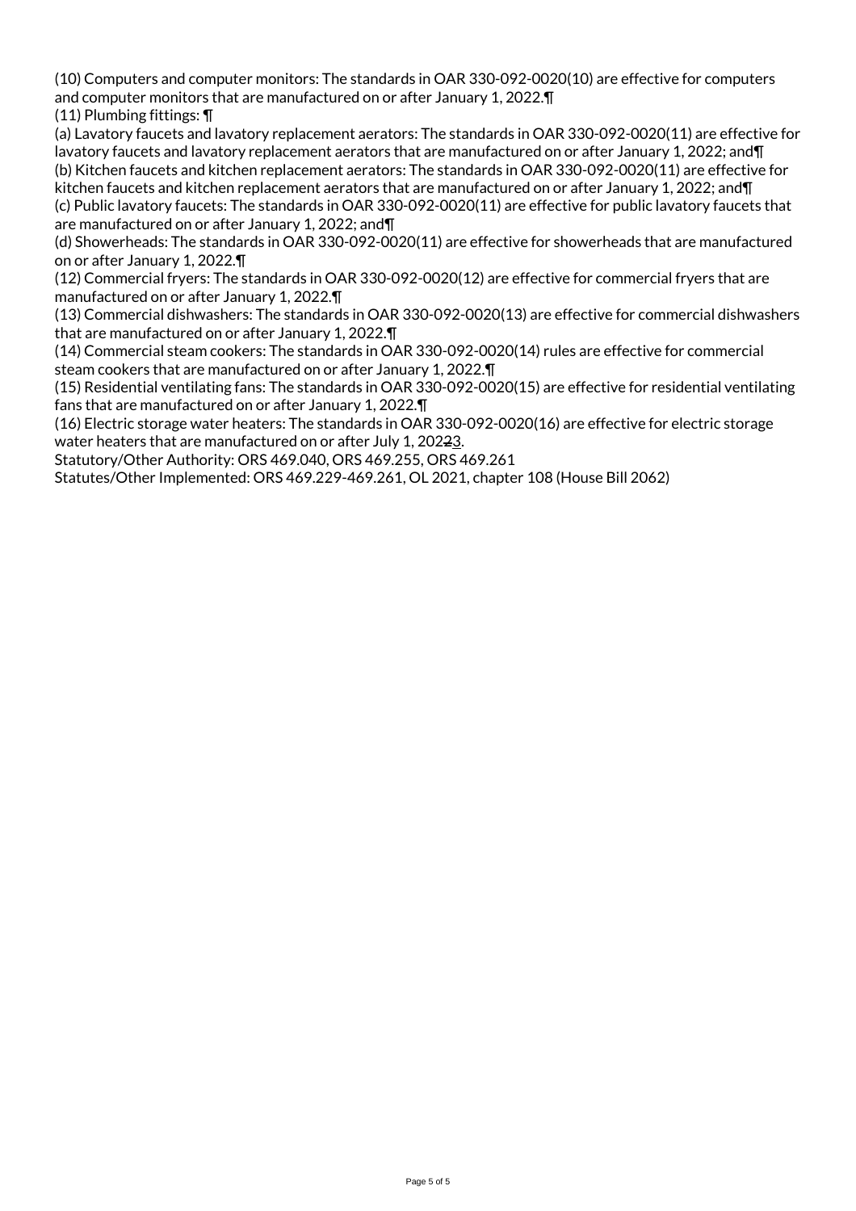(10) Computers and computer monitors: The standards in OAR 330-092-0020(10) are effective for computers and computer monitors that are manufactured on or after January 1, 2022.¶

(11) Plumbing fittings: ¶

(a) Lavatory faucets and lavatory replacement aerators: The standards in OAR 330-092-0020(11) are effective for lavatory faucets and lavatory replacement aerators that are manufactured on or after January 1, 2022; and¶

(b) Kitchen faucets and kitchen replacement aerators: The standards in OAR 330-092-0020(11) are effective for kitchen faucets and kitchen replacement aerators that are manufactured on or after January 1, 2022; and¶

(c) Public lavatory faucets: The standards in OAR 330-092-0020(11) are effective for public lavatory faucets that are manufactured on or after January 1, 2022; and¶

(d) Showerheads: The standards in OAR 330-092-0020(11) are effective for showerheads that are manufactured on or after January 1, 2022.¶

(12) Commercial fryers: The standards in OAR 330-092-0020(12) are effective for commercial fryers that are manufactured on or after January 1, 2022.¶

(13) Commercial dishwashers: The standards in OAR 330-092-0020(13) are effective for commercial dishwashers that are manufactured on or after January 1, 2022.¶

(14) Commercial steam cookers: The standards in OAR 330-092-0020(14) rules are effective for commercial steam cookers that are manufactured on or after January 1, 2022.¶

(15) Residential ventilating fans: The standards in OAR 330-092-0020(15) are effective for residential ventilating fans that are manufactured on or after January 1, 2022.¶

(16) Electric storage water heaters: The standards in OAR 330-092-0020(16) are effective for electric storage water heaters that are manufactured on or after July 1, 202~~2~~3.

Statutory/Other Authority: ORS 469.040, ORS 469.255, ORS 469.261

Statutes/Other Implemented: ORS 469.229-469.261, OL 2021, chapter 108 (House Bill 2062)